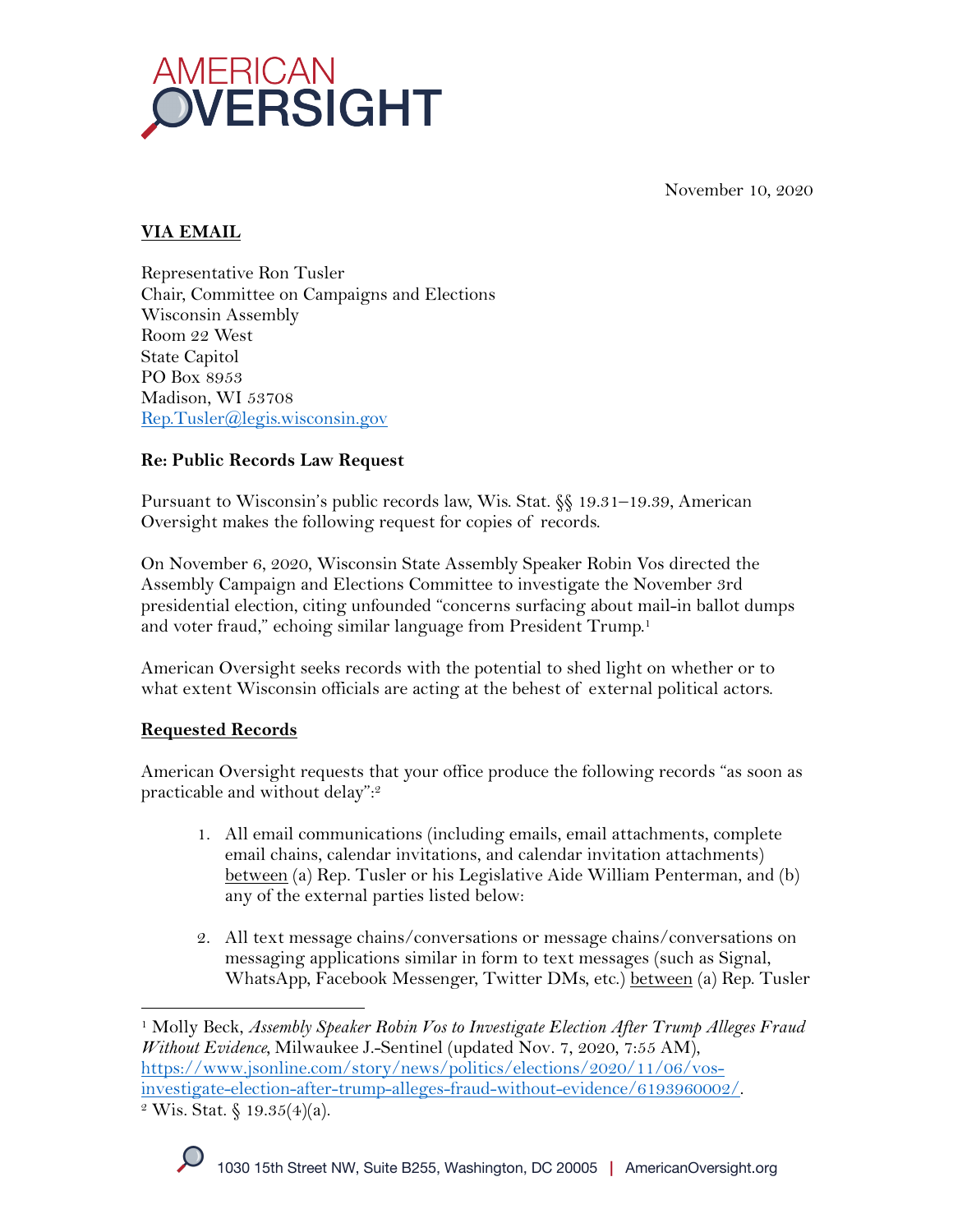AMERICAN OVERSIGHT

November 10, 2020

**VIA EMAIL**

Representative Ron Tusler
Chair, Committee on Campaigns and Elections
Wisconsin Assembly
Room 22 West
State Capitol
PO Box 8953
Madison, WI 53708
Rep.Tusler@legis.wisconsin.gov

**Re: Public Records Law Request**

Pursuant to Wisconsin's public records law, Wis. Stat. §§ 19.31–19.39, American Oversight makes the following request for copies of records.

On November 6, 2020, Wisconsin State Assembly Speaker Robin Vos directed the Assembly Campaign and Elections Committee to investigate the November 3rd presidential election, citing unfounded "concerns surfacing about mail-in ballot dumps and voter fraud," echoing similar language from President Trump.[1]

American Oversight seeks records with the potential to shed light on whether or to what extent Wisconsin officials are acting at the behest of external political actors.

**Requested Records**

American Oversight requests that your office produce the following records "as soon as practicable and without delay":[2]

1. All email communications (including emails, email attachments, complete email chains, calendar invitations, and calendar invitation attachments) between (a) Rep. Tusler or his Legislative Aide William Penterman, and (b) any of the external parties listed below:

2. All text message chains/conversations or message chains/conversations on messaging applications similar in form to text messages (such as Signal, WhatsApp, Facebook Messenger, Twitter DMs, etc.) between (a) Rep. Tusler

---

[1] Molly Beck, *Assembly Speaker Robin Vos to Investigate Election After Trump Alleges Fraud Without Evidence*, Milwaukee J.-Sentinel (updated Nov. 7, 2020, 7:55 AM), https://www.jsonline.com/story/news/politics/elections/2020/11/06/vos-investigate-election-after-trump-alleges-fraud-without-evidence/6193960002/.

[2] Wis. Stat. § 19.35(4)(a).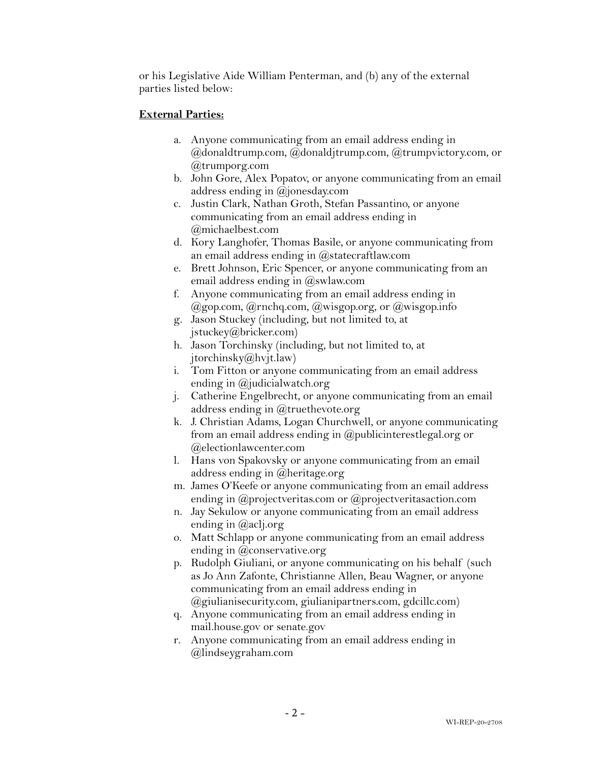or his Legislative Aide William Penterman, and (b) any of the external parties listed below:

**External Parties:**

a. Anyone communicating from an email address ending in @donaldtrump.com, @donaldjtrump.com, @trumpvictory.com, or @trumporg.com
b. John Gore, Alex Popatov, or anyone communicating from an email address ending in @jonesday.com
c. Justin Clark, Nathan Groth, Stefan Passantino, or anyone communicating from an email address ending in @michaelbest.com
d. Kory Langhofer, Thomas Basile, or anyone communicating from an email address ending in @statecraftlaw.com
e. Brett Johnson, Eric Spencer, or anyone communicating from an email address ending in @swlaw.com
f. Anyone communicating from an email address ending in @gop.com, @rnchq.com, @wisgop.org, or @wisgop.info
g. Jason Stuckey (including, but not limited to, at jstuckey@bricker.com)
h. Jason Torchinsky (including, but not limited to, at jtorchinsky@hvjt.law)
i. Tom Fitton or anyone communicating from an email address ending in @judicialwatch.org
j. Catherine Engelbrecht, or anyone communicating from an email address ending in @truethevote.org
k. J. Christian Adams, Logan Churchwell, or anyone communicating from an email address ending in @publicinterestlegal.org or @electionlawcenter.com
l. Hans von Spakovsky or anyone communicating from an email address ending in @heritage.org
m. James O'Keefe or anyone communicating from an email address ending in @projectveritas.com or @projectveritasaction.com
n. Jay Sekulow or anyone communicating from an email address ending in @aclj.org
o. Matt Schlapp or anyone communicating from an email address ending in @conservative.org
p. Rudolph Giuliani, or anyone communicating on his behalf (such as Jo Ann Zafonte, Christianne Allen, Beau Wagner, or anyone communicating from an email address ending in @giulianisecurity.com, giulianipartners.com, gdcillc.com)
q. Anyone communicating from an email address ending in mail.house.gov or senate.gov
r. Anyone communicating from an email address ending in @lindseygraham.com

WI-REP-20-2708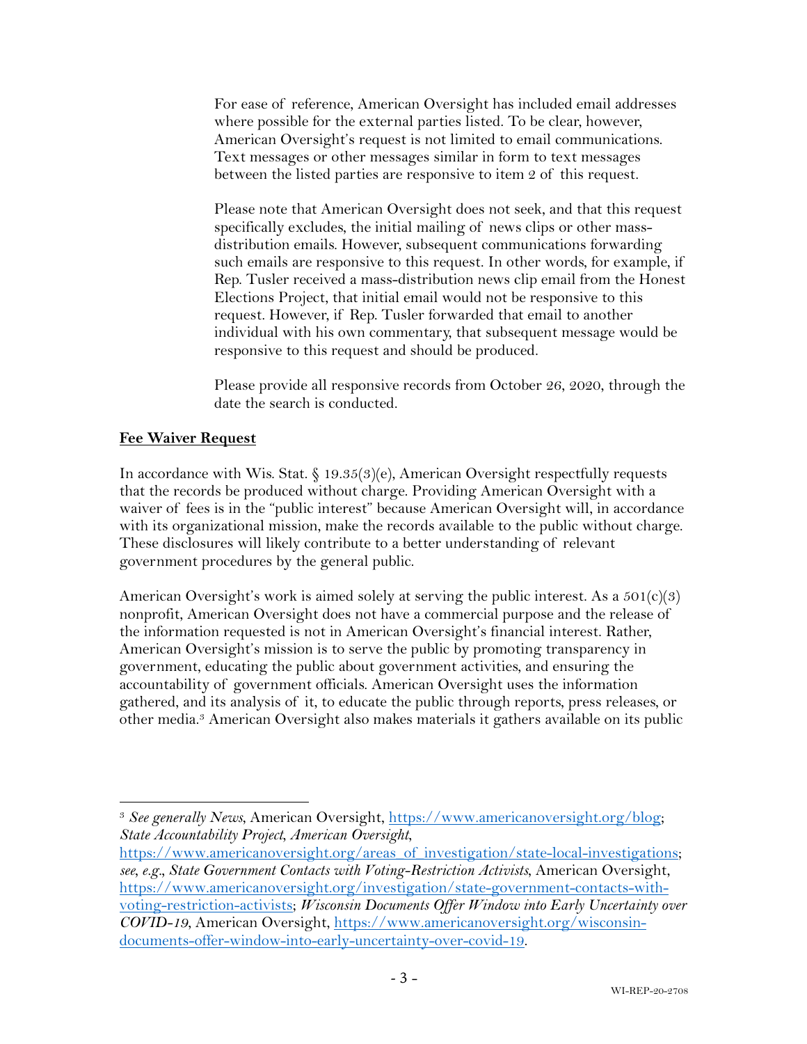For ease of reference, American Oversight has included email addresses where possible for the external parties listed. To be clear, however, American Oversight's request is not limited to email communications. Text messages or other messages similar in form to text messages between the listed parties are responsive to item 2 of this request.

Please note that American Oversight does not seek, and that this request specifically excludes, the initial mailing of news clips or other mass-distribution emails. However, subsequent communications forwarding such emails are responsive to this request. In other words, for example, if Rep. Tusler received a mass-distribution news clip email from the Honest Elections Project, that initial email would not be responsive to this request. However, if Rep. Tusler forwarded that email to another individual with his own commentary, that subsequent message would be responsive to this request and should be produced.

Please provide all responsive records from October 26, 2020, through the date the search is conducted.

## Fee Waiver Request

In accordance with Wis. Stat. § 19.35(3)(e), American Oversight respectfully requests that the records be produced without charge. Providing American Oversight with a waiver of fees is in the "public interest" because American Oversight will, in accordance with its organizational mission, make the records available to the public without charge. These disclosures will likely contribute to a better understanding of relevant government procedures by the general public.

American Oversight's work is aimed solely at serving the public interest. As a 501(c)(3) nonprofit, American Oversight does not have a commercial purpose and the release of the information requested is not in American Oversight's financial interest. Rather, American Oversight's mission is to serve the public by promoting transparency in government, educating the public about government activities, and ensuring the accountability of government officials. American Oversight uses the information gathered, and its analysis of it, to educate the public through reports, press releases, or other media.[3] American Oversight also makes materials it gathers available on its public

---

[3] *See generally News*, American Oversight, https://www.americanoversight.org/blog; *State Accountability Project*, *American Oversight*, https://www.americanoversight.org/areas_of_investigation/state-local-investigations; *see, e.g.*, *State Government Contacts with Voting-Restriction Activists*, American Oversight, https://www.americanoversight.org/investigation/state-government-contacts-with-voting-restriction-activists; *Wisconsin Documents Offer Window into Early Uncertainty over COVID-19*, American Oversight, https://www.americanoversight.org/wisconsin-documents-offer-window-into-early-uncertainty-over-covid-19.

WI-REP-20-2708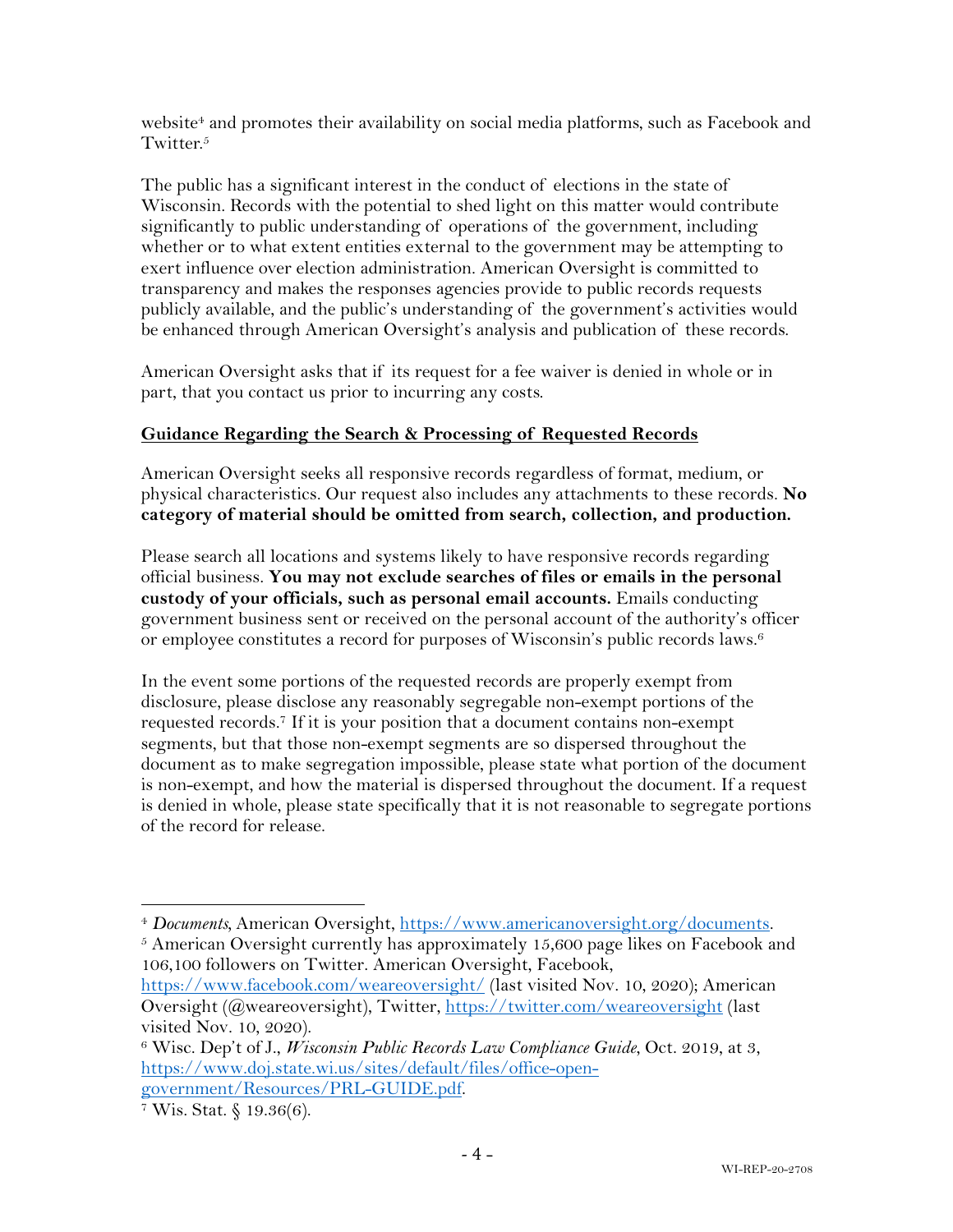website[4] and promotes their availability on social media platforms, such as Facebook and Twitter.[5]

The public has a significant interest in the conduct of elections in the state of Wisconsin. Records with the potential to shed light on this matter would contribute significantly to public understanding of operations of the government, including whether or to what extent entities external to the government may be attempting to exert influence over election administration. American Oversight is committed to transparency and makes the responses agencies provide to public records requests publicly available, and the public's understanding of the government's activities would be enhanced through American Oversight's analysis and publication of these records.

American Oversight asks that if its request for a fee waiver is denied in whole or in part, that you contact us prior to incurring any costs.

**Guidance Regarding the Search & Processing of Requested Records**

American Oversight seeks all responsive records regardless of format, medium, or physical characteristics. Our request also includes any attachments to these records. **No category of material should be omitted from search, collection, and production.**

Please search all locations and systems likely to have responsive records regarding official business. **You may not exclude searches of files or emails in the personal custody of your officials, such as personal email accounts.** Emails conducting government business sent or received on the personal account of the authority's officer or employee constitutes a record for purposes of Wisconsin's public records laws.[6]

In the event some portions of the requested records are properly exempt from disclosure, please disclose any reasonably segregable non-exempt portions of the requested records.[7] If it is your position that a document contains non-exempt segments, but that those non-exempt segments are so dispersed throughout the document as to make segregation impossible, please state what portion of the document is non-exempt, and how the material is dispersed throughout the document. If a request is denied in whole, please state specifically that it is not reasonable to segregate portions of the record for release.

---

[4] *Documents*, American Oversight, https://www.americanoversight.org/documents.

[5] American Oversight currently has approximately 15,600 page likes on Facebook and 106,100 followers on Twitter. American Oversight, Facebook, https://www.facebook.com/weareoversight/ (last visited Nov. 10, 2020); American Oversight (@weareoversight), Twitter, https://twitter.com/weareoversight (last visited Nov. 10, 2020).

[6] Wisc. Dep't of J., *Wisconsin Public Records Law Compliance Guide*, Oct. 2019, at 3, https://www.doj.state.wi.us/sites/default/files/office-open-government/Resources/PRL-GUIDE.pdf.

[7] Wis. Stat. § 19.36(6).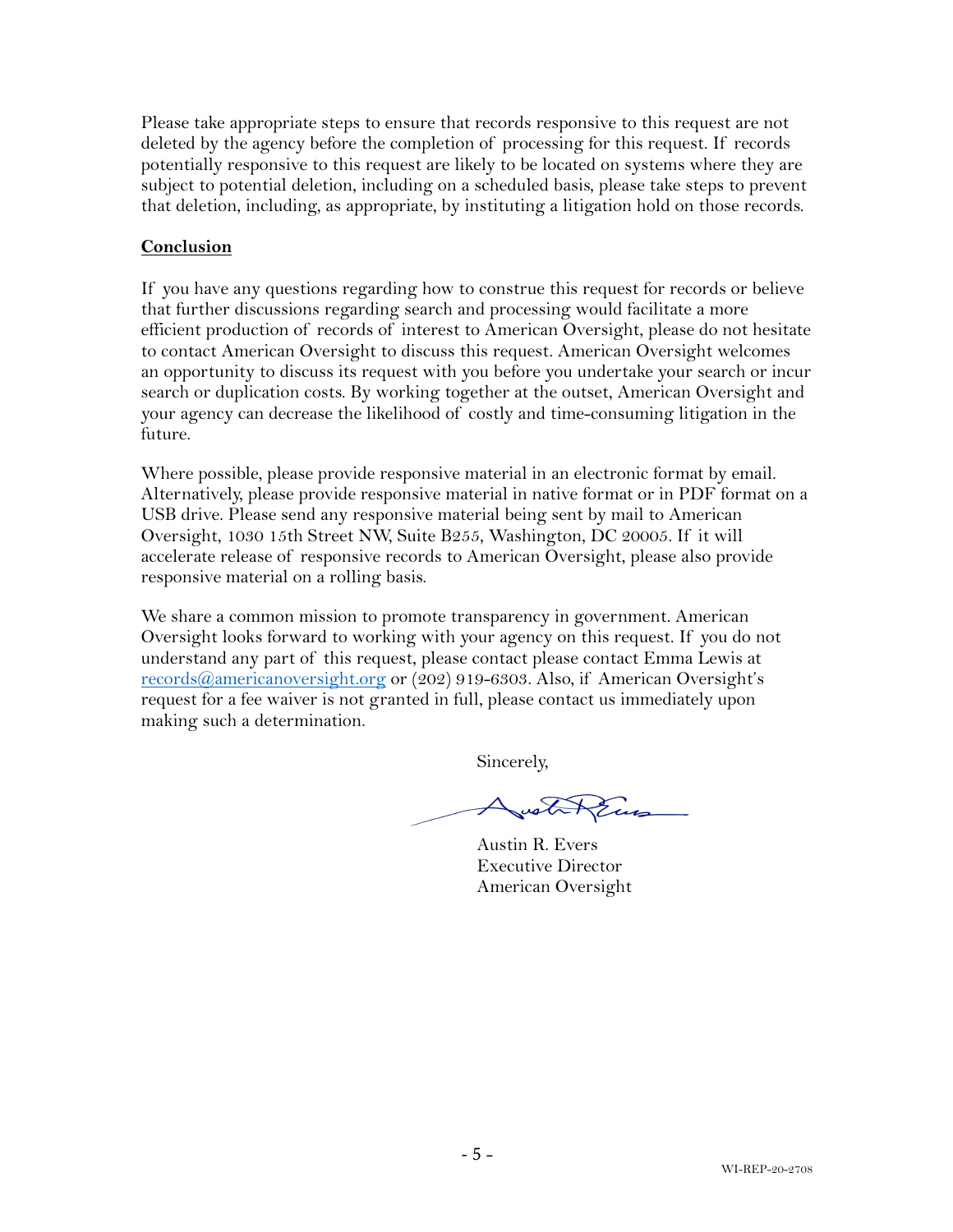Please take appropriate steps to ensure that records responsive to this request are not deleted by the agency before the completion of processing for this request. If records potentially responsive to this request are likely to be located on systems where they are subject to potential deletion, including on a scheduled basis, please take steps to prevent that deletion, including, as appropriate, by instituting a litigation hold on those records.

## Conclusion

If you have any questions regarding how to construe this request for records or believe that further discussions regarding search and processing would facilitate a more efficient production of records of interest to American Oversight, please do not hesitate to contact American Oversight to discuss this request. American Oversight welcomes an opportunity to discuss its request with you before you undertake your search or incur search or duplication costs. By working together at the outset, American Oversight and your agency can decrease the likelihood of costly and time-consuming litigation in the future.

Where possible, please provide responsive material in an electronic format by email. Alternatively, please provide responsive material in native format or in PDF format on a USB drive. Please send any responsive material being sent by mail to American Oversight, 1030 15th Street NW, Suite B255, Washington, DC 20005. If it will accelerate release of responsive records to American Oversight, please also provide responsive material on a rolling basis.

We share a common mission to promote transparency in government. American Oversight looks forward to working with your agency on this request. If you do not understand any part of this request, please contact please contact Emma Lewis at records@americanoversight.org or (202) 919-6303. Also, if American Oversight's request for a fee waiver is not granted in full, please contact us immediately upon making such a determination.

Sincerely,

Austin R. Evers
Executive Director
American Oversight

WI-REP-20-2708